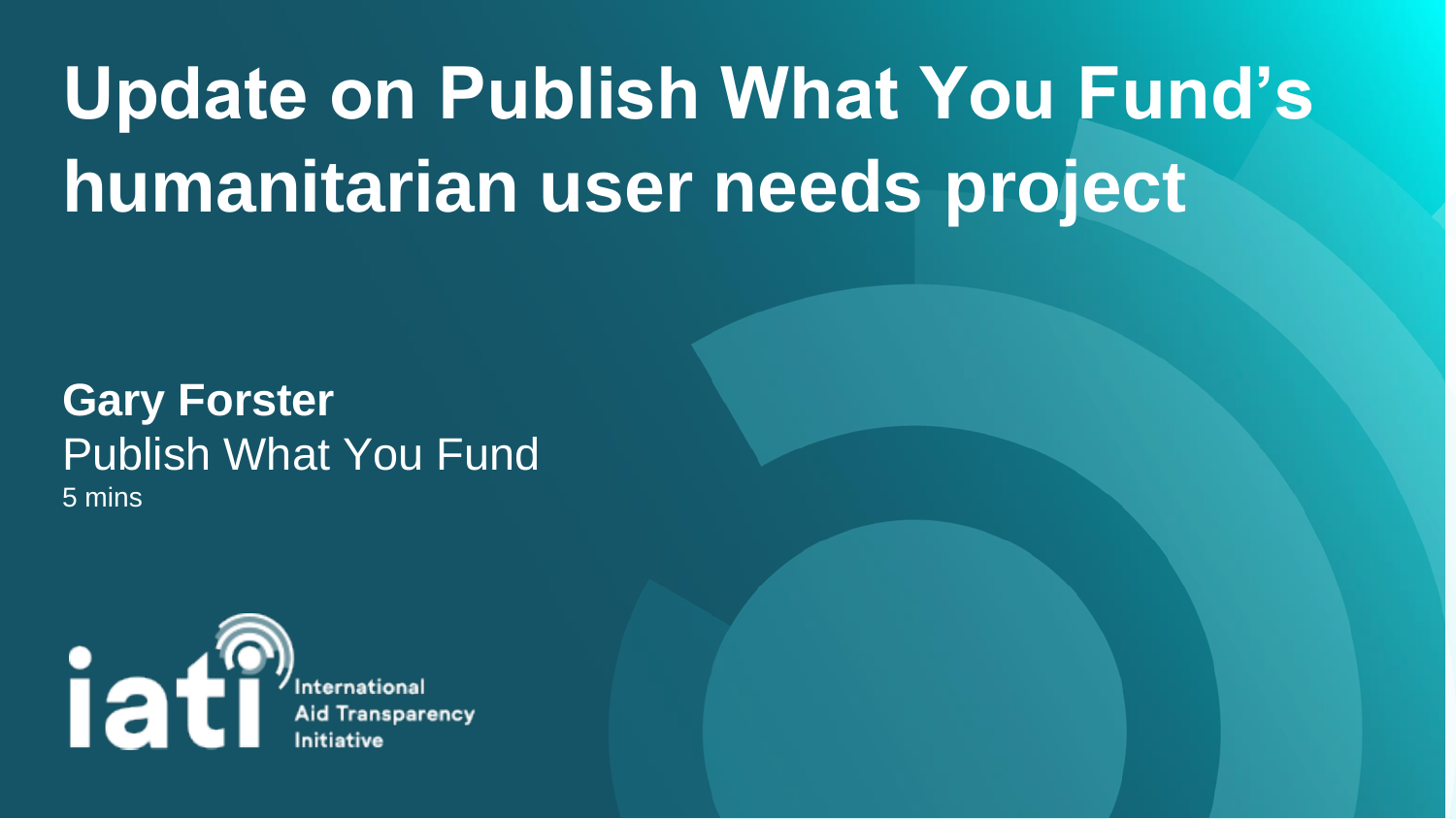# Update on Publish What You Fund's humanitarian user needs project

**Gary Forster**

Publish What You Fund

5 mins

iati International Aid Transparency Initiative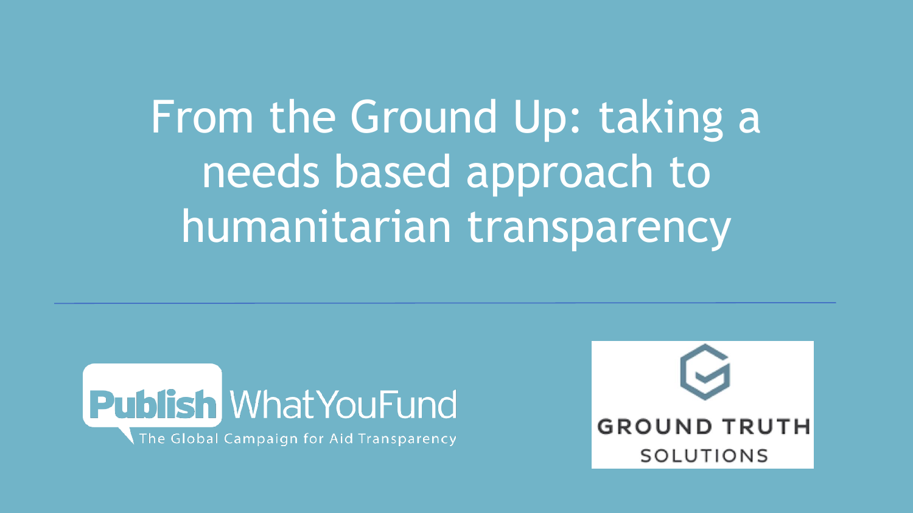# From the Ground Up: taking a needs based approach to humanitarian transparency

Publish WhatYouFund

The Global Campaign for Aid Transparency

GROUND TRUTH SOLUTIONS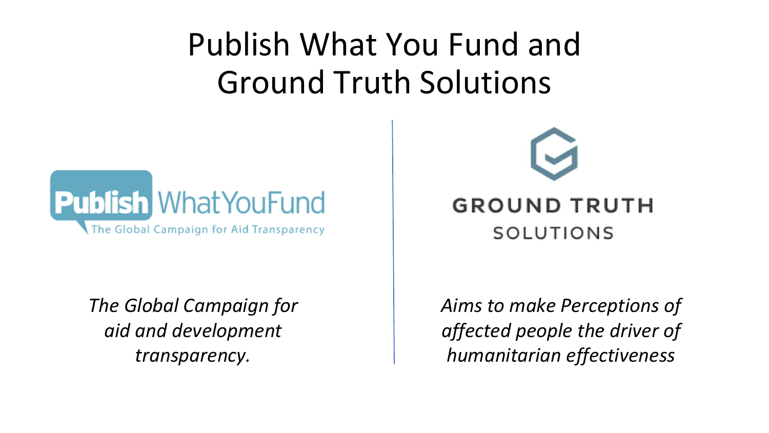# Publish What You Fund and Ground Truth Solutions

Publish WhatYouFund
The Global Campaign for Aid Transparency

*The Global Campaign for aid and development transparency.*

GROUND TRUTH SOLUTIONS

*Aims to make Perceptions of affected people the driver of humanitarian effectiveness*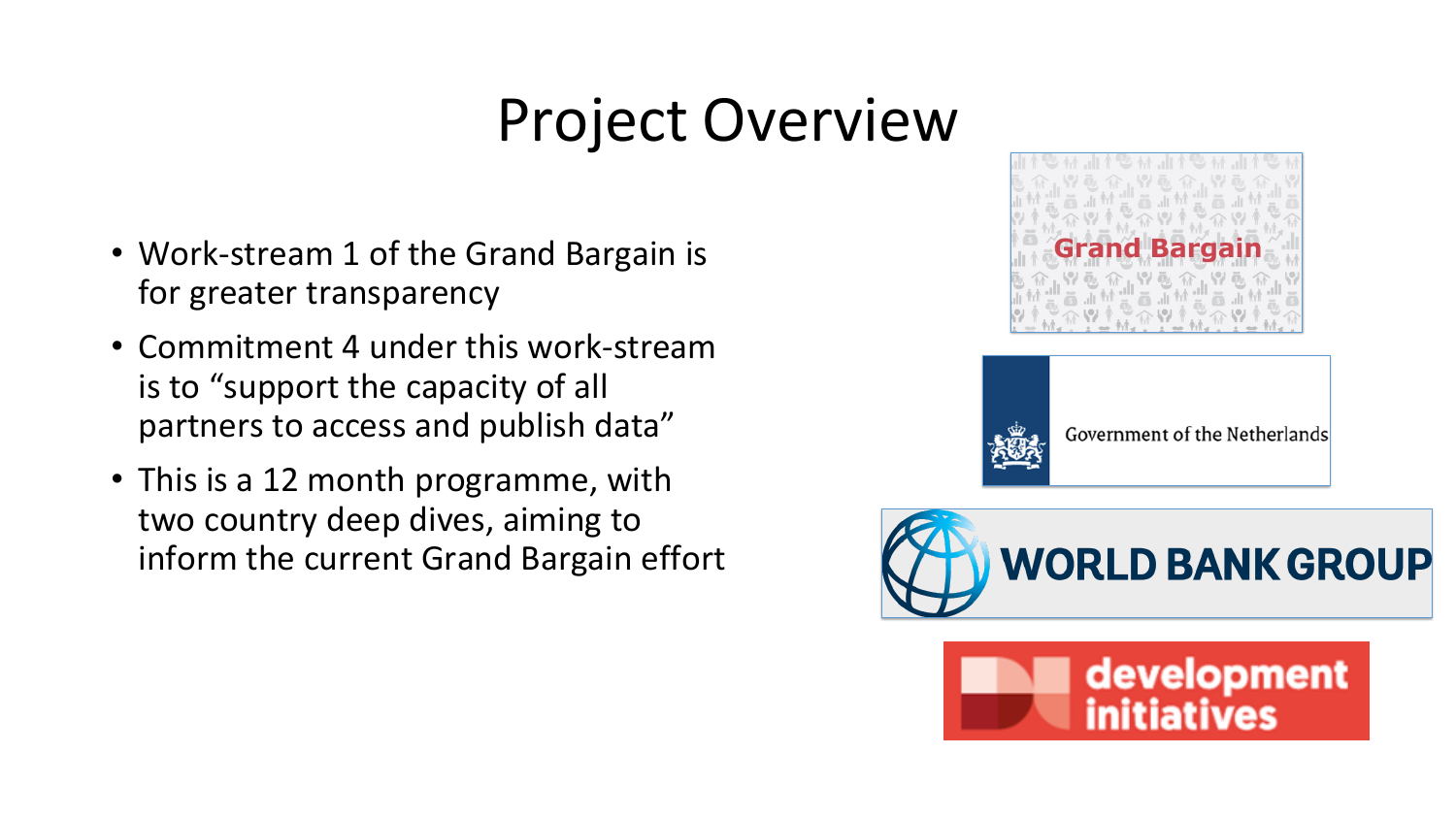# Project Overview

- Work-stream 1 of the Grand Bargain is for greater transparency
- Commitment 4 under this work-stream is to "support the capacity of all partners to access and publish data"
- This is a 12 month programme, with two country deep dives, aiming to inform the current Grand Bargain effort

Grand Bargain

Government of the Netherlands

WORLD BANK GROUP

development initiatives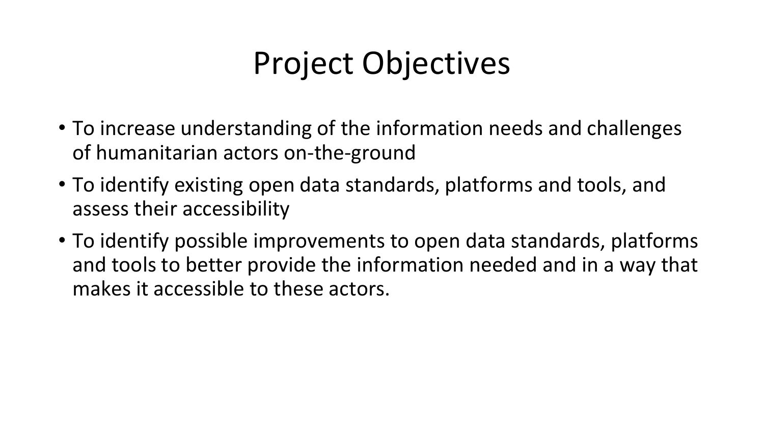# Project Objectives

- To increase understanding of the information needs and challenges of humanitarian actors on-the-ground
- To identify existing open data standards, platforms and tools, and assess their accessibility
- To identify possible improvements to open data standards, platforms and tools to better provide the information needed and in a way that makes it accessible to these actors.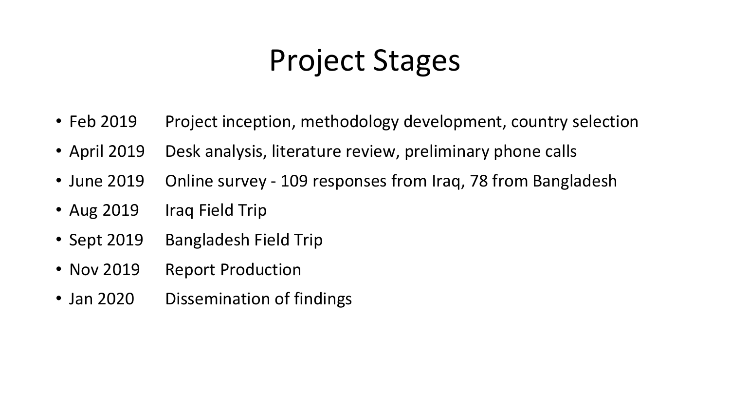# Project Stages

- Feb 2019 Project inception, methodology development, country selection
- April 2019 Desk analysis, literature review, preliminary phone calls
- June 2019 Online survey - 109 responses from Iraq, 78 from Bangladesh
- Aug 2019 Iraq Field Trip
- Sept 2019 Bangladesh Field Trip
- Nov 2019 Report Production
- Jan 2020 Dissemination of findings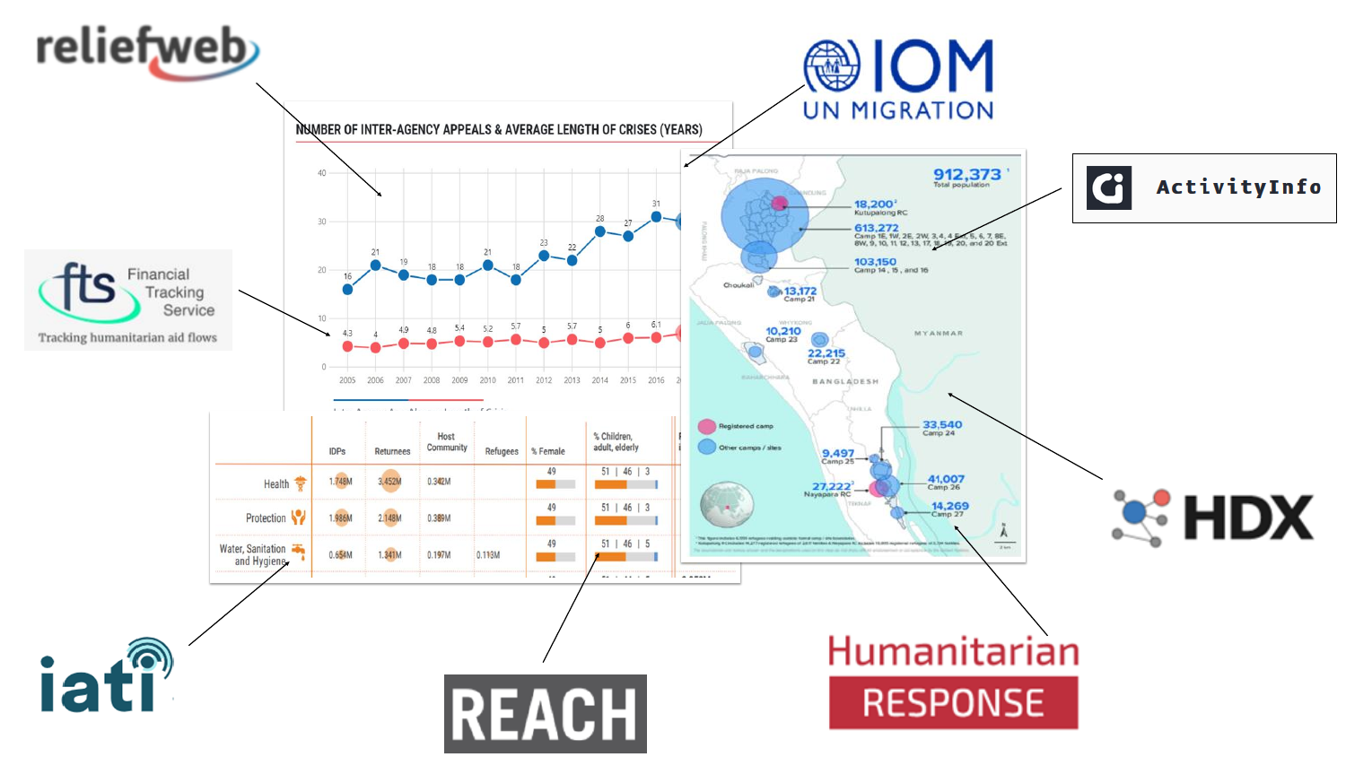reliefweb

IOM UN MIGRATION

ActivityInfo

fts Financial Tracking Service — Tracking humanitarian aid flows

HDX

iati

REACH

Humanitarian RESPONSE

**NUMBER OF INTER-AGENCY APPEALS & AVERAGE LENGTH OF CRISES (YEARS)**

| Year | 2005 | 2006 | 2007 | 2008 | 2009 | 2010 | 2011 | 2012 | 2013 | 2014 | 2015 | 2016 |
|---|---|---|---|---|---|---|---|---|---|---|---|---|
| Inter-agency appeals | 16 | 21 | 19 | 18 | 18 | 21 | 18 | 23 | 22 | 28 | 27 | 31 |
| Average length of crises | 4.3 | 4 | 4.9 | 4.8 | 5.4 | 5.2 | 5.7 | 5 | 5.7 | 5 | 6 | 6.1 |

| | IDPs | Returnees | Host Community | Refugees | % Female | % Children, adult, elderly |
|---|---|---|---|---|---|---|
| Health | 1.748M | 3.452M | 0.342M | | 49 | 51 \| 46 \| 3 |
| Protection | 1.986M | 2.148M | 0.389M | | 49 | 51 \| 46 \| 3 |
| Water, Sanitation and Hygiene | 0.654M | 1.341M | 0.197M | 0.113M | 49 | 51 \| 46 \| 5 |

912,373 Total population

18,200 Kutupalong RC

613,272 Camp 1E, 1W, 2E, 2W, 3, 4, 4 Ext, 5, 6, 7, 8E, 8W, 9, 10, 11, 12, 13, 17, 18, 19, 20, and 20 Ext

103,150 Camp 14, 15, and 16

13,172 Camp 21

10,210 Camp 23

22,215 Camp 22

33,540 Camp 24

9,497 Camp 25

41,007 Camp 26

27,222 Nayapara RC

14,269 Camp 27

MYANMAR

BANGLADESH

Registered camp

Other camps / sites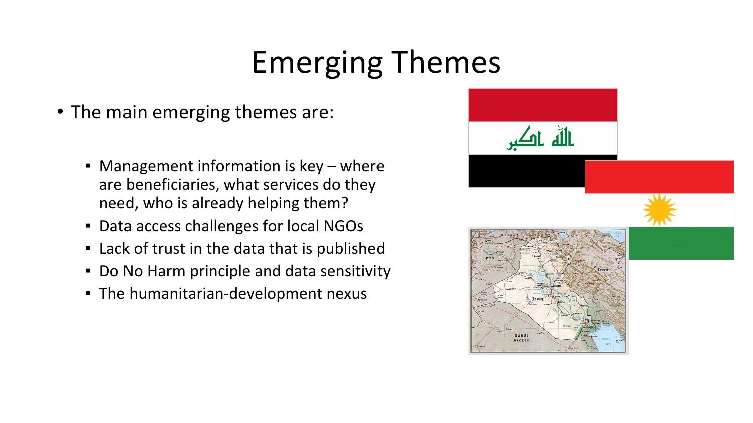# Emerging Themes

- The main emerging themes are:
  - Management information is key – where are beneficiaries, what services do they need, who is already helping them?
  - Data access challenges for local NGOs
  - Lack of trust in the data that is published
  - Do No Harm principle and data sensitivity
  - The humanitarian-development nexus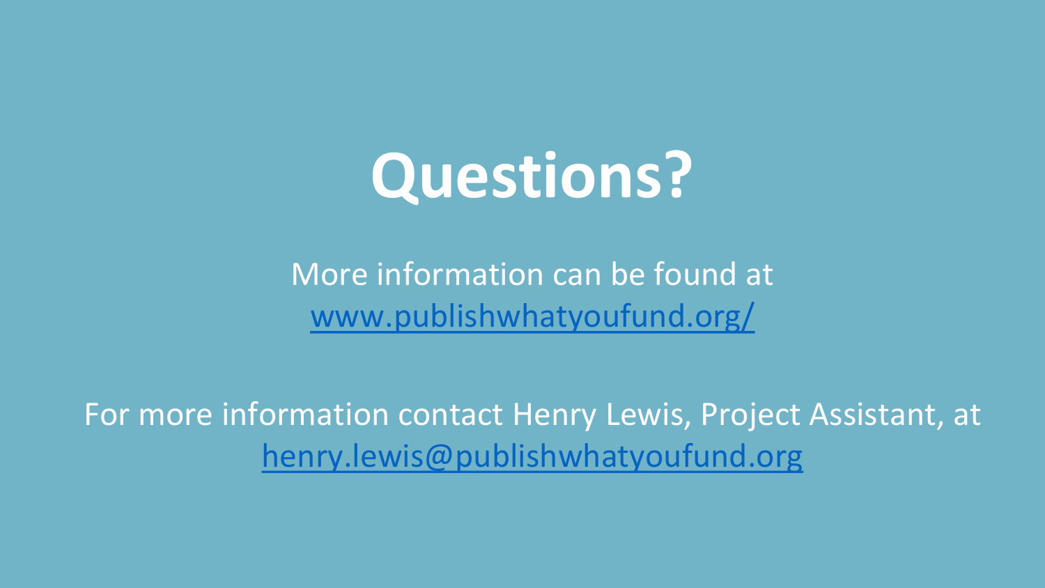# Questions?

More information can be found at
[www.publishwhatyoufund.org/](http://www.publishwhatyoufund.org/)

For more information contact Henry Lewis, Project Assistant, at
[henry.lewis@publishwhatyoufund.org](mailto:henry.lewis@publishwhatyoufund.org)